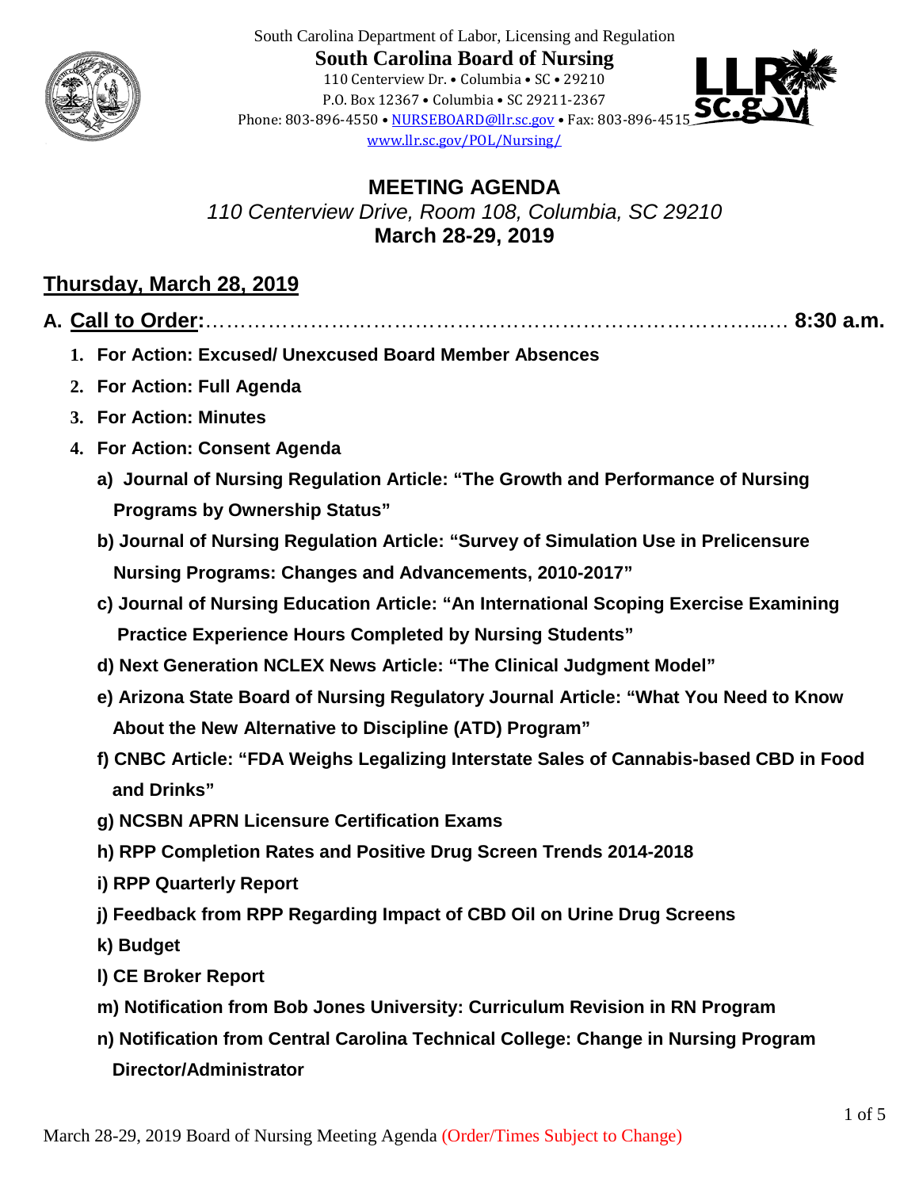South Carolina Department of Labor, Licensing and Regulation

**South Carolina Board of Nursing**

110 Centerview Dr. • Columbia • SC • 29210
P.O. Box 12367 • Columbia • SC 29211-2367
Phone: 803-896-4550 • NURSEBOARD@llr.sc.gov • Fax: 803-896-4515
www.llr.sc.gov/POL/Nursing/

# MEETING AGENDA

*110 Centerview Drive, Room 108, Columbia, SC 29210*

**March 28-29, 2019**

## Thursday, March 28, 2019

**A. Call to Order:**……………………………………………………………………………… **8:30 a.m.**

1. **For Action: Excused/ Unexcused Board Member Absences**
2. **For Action: Full Agenda**
3. **For Action: Minutes**
4. **For Action: Consent Agenda**
   - **a) Journal of Nursing Regulation Article: "The Growth and Performance of Nursing Programs by Ownership Status"**
   - **b) Journal of Nursing Regulation Article: "Survey of Simulation Use in Prelicensure Nursing Programs: Changes and Advancements, 2010-2017"**
   - **c) Journal of Nursing Education Article: "An International Scoping Exercise Examining Practice Experience Hours Completed by Nursing Students"**
   - **d) Next Generation NCLEX News Article: "The Clinical Judgment Model"**
   - **e) Arizona State Board of Nursing Regulatory Journal Article: "What You Need to Know About the New Alternative to Discipline (ATD) Program"**
   - **f) CNBC Article: "FDA Weighs Legalizing Interstate Sales of Cannabis-based CBD in Food and Drinks"**
   - **g) NCSBN APRN Licensure Certification Exams**
   - **h) RPP Completion Rates and Positive Drug Screen Trends 2014-2018**
   - **i) RPP Quarterly Report**
   - **j) Feedback from RPP Regarding Impact of CBD Oil on Urine Drug Screens**
   - **k) Budget**
   - **l) CE Broker Report**
   - **m) Notification from Bob Jones University: Curriculum Revision in RN Program**
   - **n) Notification from Central Carolina Technical College: Change in Nursing Program Director/Administrator**

March 28-29, 2019 Board of Nursing Meeting Agenda (Order/Times Subject to Change)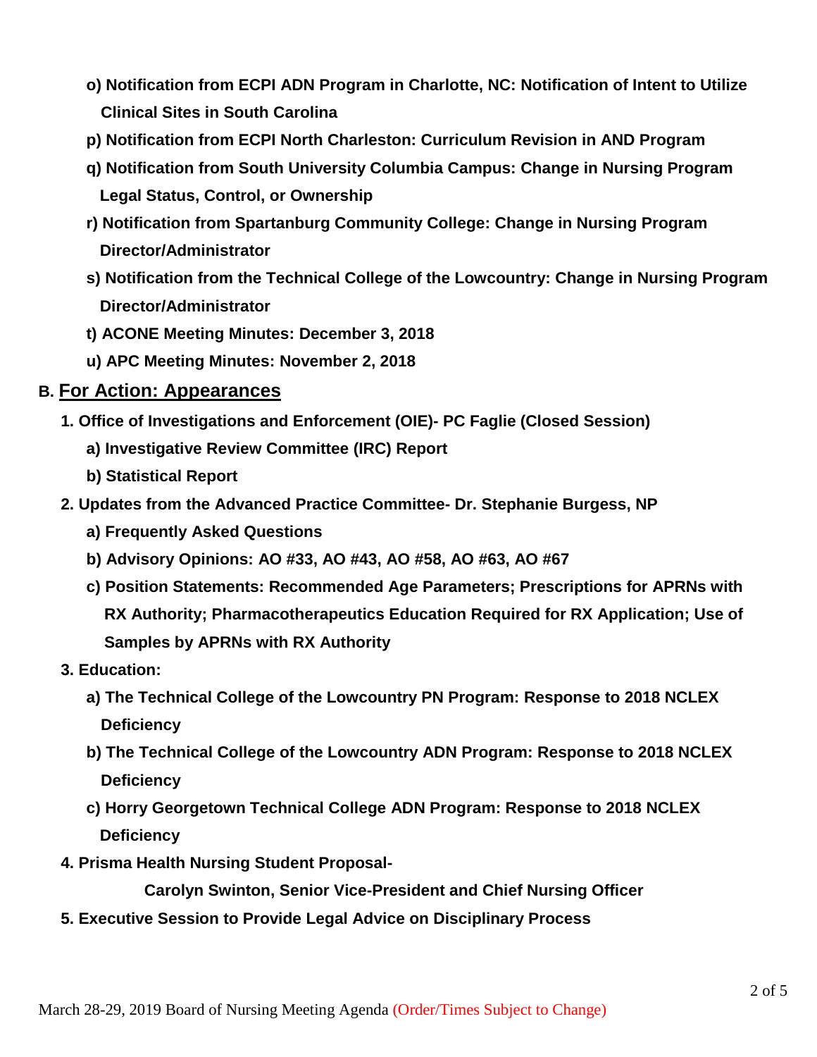- **o) Notification from ECPI ADN Program in Charlotte, NC: Notification of Intent to Utilize Clinical Sites in South Carolina**
- **p) Notification from ECPI North Charleston: Curriculum Revision in AND Program**
- **q) Notification from South University Columbia Campus: Change in Nursing Program Legal Status, Control, or Ownership**
- **r) Notification from Spartanburg Community College: Change in Nursing Program Director/Administrator**
- **s) Notification from the Technical College of the Lowcountry: Change in Nursing Program Director/Administrator**
- **t) ACONE Meeting Minutes: December 3, 2018**
- **u) APC Meeting Minutes: November 2, 2018**

## B. For Action: Appearances

**1. Office of Investigations and Enforcement (OIE)- PC Faglie (Closed Session)**

- **a) Investigative Review Committee (IRC) Report**
- **b) Statistical Report**

**2. Updates from the Advanced Practice Committee- Dr. Stephanie Burgess, NP**

- **a) Frequently Asked Questions**
- **b) Advisory Opinions: AO #33, AO #43, AO #58, AO #63, AO #67**
- **c) Position Statements: Recommended Age Parameters; Prescriptions for APRNs with RX Authority; Pharmacotherapeutics Education Required for RX Application; Use of Samples by APRNs with RX Authority**

**3. Education:**

- **a) The Technical College of the Lowcountry PN Program: Response to 2018 NCLEX Deficiency**
- **b) The Technical College of the Lowcountry ADN Program: Response to 2018 NCLEX Deficiency**
- **c) Horry Georgetown Technical College ADN Program: Response to 2018 NCLEX Deficiency**

**4. Prisma Health Nursing Student Proposal-**

**Carolyn Swinton, Senior Vice-President and Chief Nursing Officer**

**5. Executive Session to Provide Legal Advice on Disciplinary Process**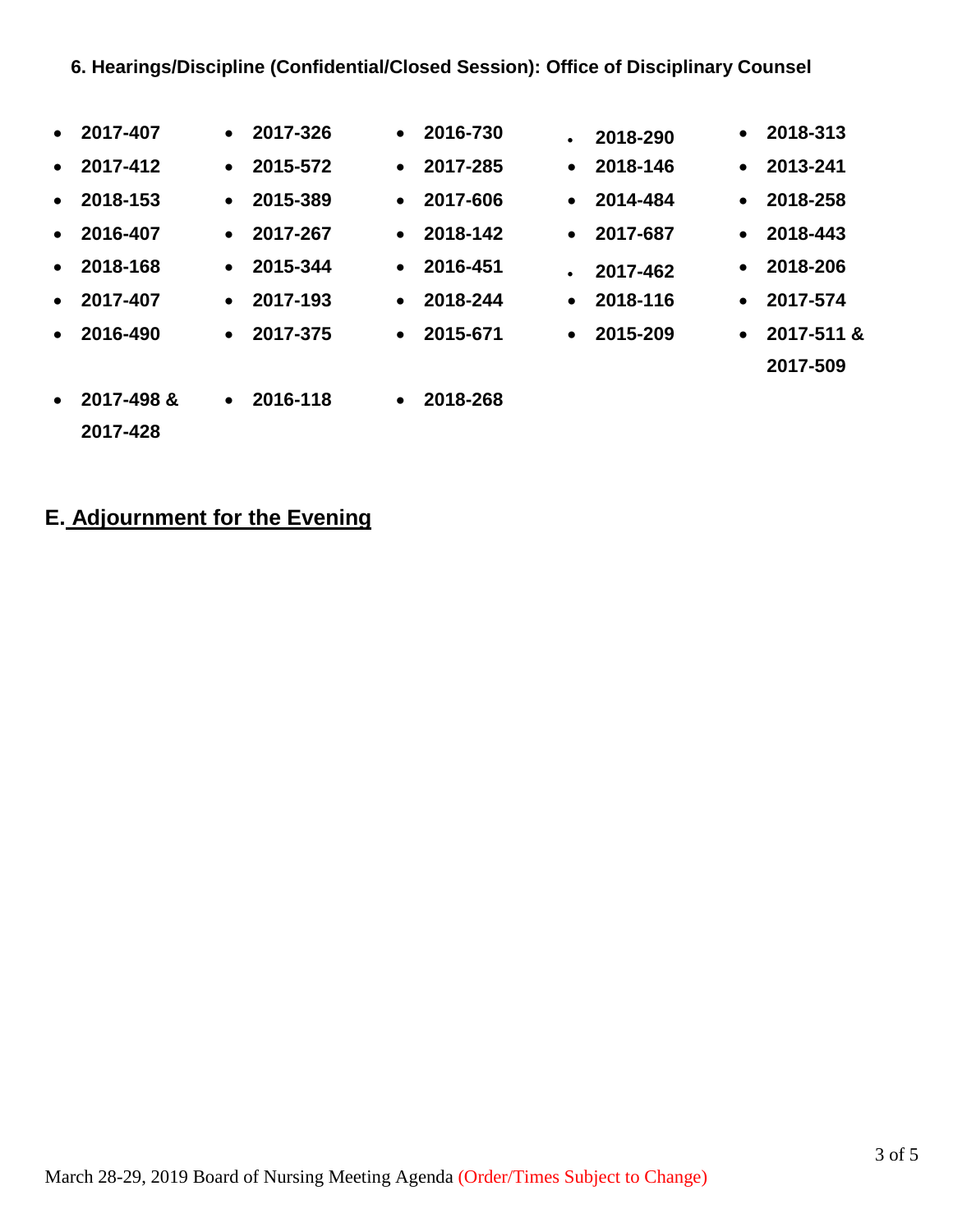**6. Hearings/Discipline (Confidential/Closed Session): Office of Disciplinary Counsel**

- **2017-407**
- **2017-412**
- **2018-153**
- **2016-407**
- **2018-168**
- **2017-407**
- **2016-490**
- **2017-326**
- **2015-572**
- **2015-389**
- **2017-267**
- **2015-344**
- **2017-193**
- **2017-375**
- **2016-730**
- **2017-285**
- **2017-606**
- **2018-142**
- **2016-451**
- **2018-244**
- **2015-671**
- **2018-290**
- **2018-146**
- **2014-484**
- **2017-687**
- **2017-462**
- **2018-116**
- **2015-209**
- **2018-313**
- **2013-241**
- **2018-258**
- **2018-443**
- **2018-206**
- **2017-574**
- **2017-511 & 2017-509**
- **2017-498 & 2017-428**
- **2016-118**
- **2018-268**

## E. Adjournment for the Evening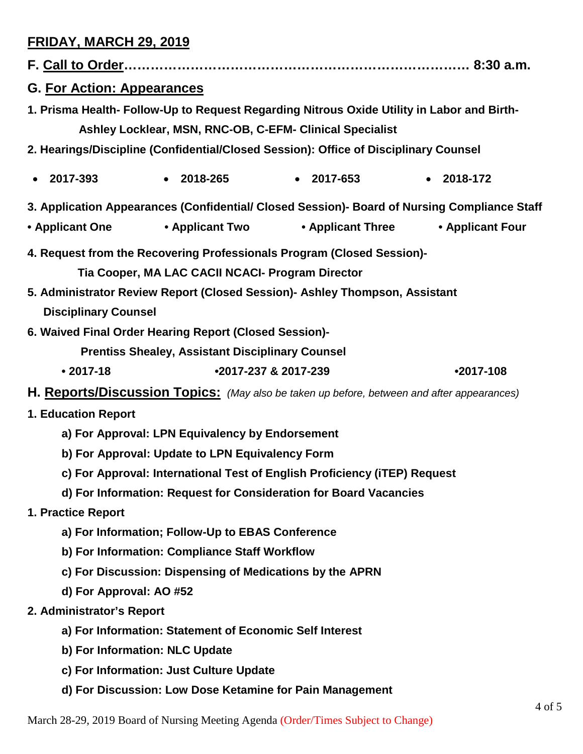## FRIDAY, MARCH 29, 2019

**F. Call to Order……………………………………………………………… 8:30 a.m.**

### G. For Action: Appearances

**1. Prisma Health- Follow-Up to Request Regarding Nitrous Oxide Utility in Labor and Birth- Ashley Locklear, MSN, RNC-OB, C-EFM- Clinical Specialist**

**2. Hearings/Discipline (Confidential/Closed Session): Office of Disciplinary Counsel**

- **2017-393**
- **2018-265**
- **2017-653**
- **2018-172**

**3. Application Appearances (Confidential/ Closed Session)- Board of Nursing Compliance Staff**

- **Applicant One**
- **Applicant Two**
- **Applicant Three**
- **Applicant Four**

**4. Request from the Recovering Professionals Program (Closed Session)- Tia Cooper, MA LAC CACII NCACI- Program Director**

**5. Administrator Review Report (Closed Session)- Ashley Thompson, Assistant Disciplinary Counsel**

**6. Waived Final Order Hearing Report (Closed Session)- Prentiss Shealey, Assistant Disciplinary Counsel**

- **2017-18**
- **2017-237 & 2017-239**
- **2017-108**

### H. Reports/Discussion Topics: *(May also be taken up before, between and after appearances)*

**1. Education Report**

- **a) For Approval: LPN Equivalency by Endorsement**
- **b) For Approval: Update to LPN Equivalency Form**
- **c) For Approval: International Test of English Proficiency (iTEP) Request**
- **d) For Information: Request for Consideration for Board Vacancies**

**1. Practice Report**

- **a) For Information; Follow-Up to EBAS Conference**
- **b) For Information: Compliance Staff Workflow**
- **c) For Discussion: Dispensing of Medications by the APRN**
- **d) For Approval: AO #52**

**2. Administrator's Report**

- **a) For Information: Statement of Economic Self Interest**
- **b) For Information: NLC Update**
- **c) For Information: Just Culture Update**
- **d) For Discussion: Low Dose Ketamine for Pain Management**

March 28-29, 2019 Board of Nursing Meeting Agenda (Order/Times Subject to Change)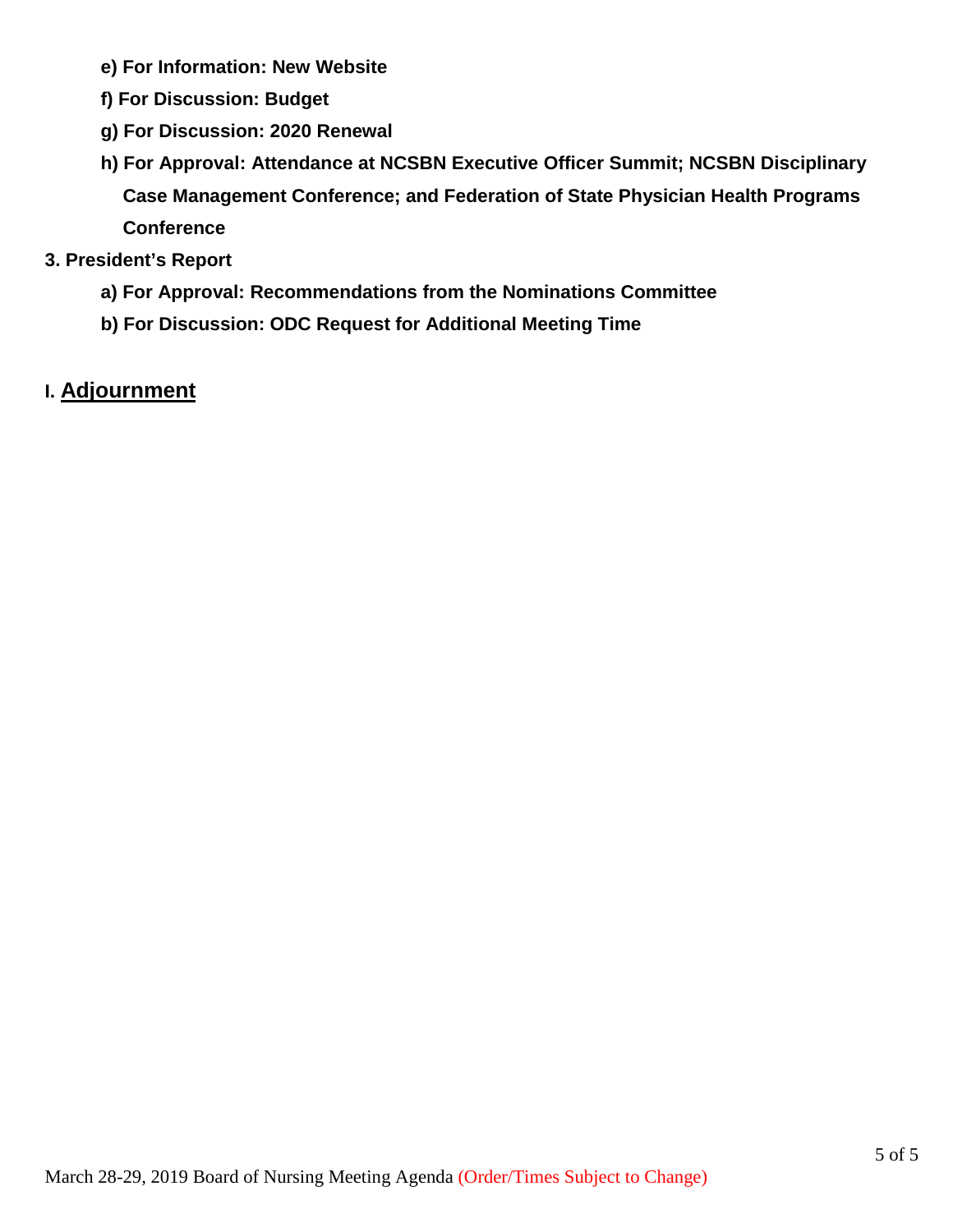**e) For Information: New Website**

**f) For Discussion: Budget**

**g) For Discussion: 2020 Renewal**

**h) For Approval: Attendance at NCSBN Executive Officer Summit; NCSBN Disciplinary Case Management Conference; and Federation of State Physician Health Programs Conference**

**3. President's Report**

**a) For Approval: Recommendations from the Nominations Committee**

**b) For Discussion: ODC Request for Additional Meeting Time**

## I. Adjournment